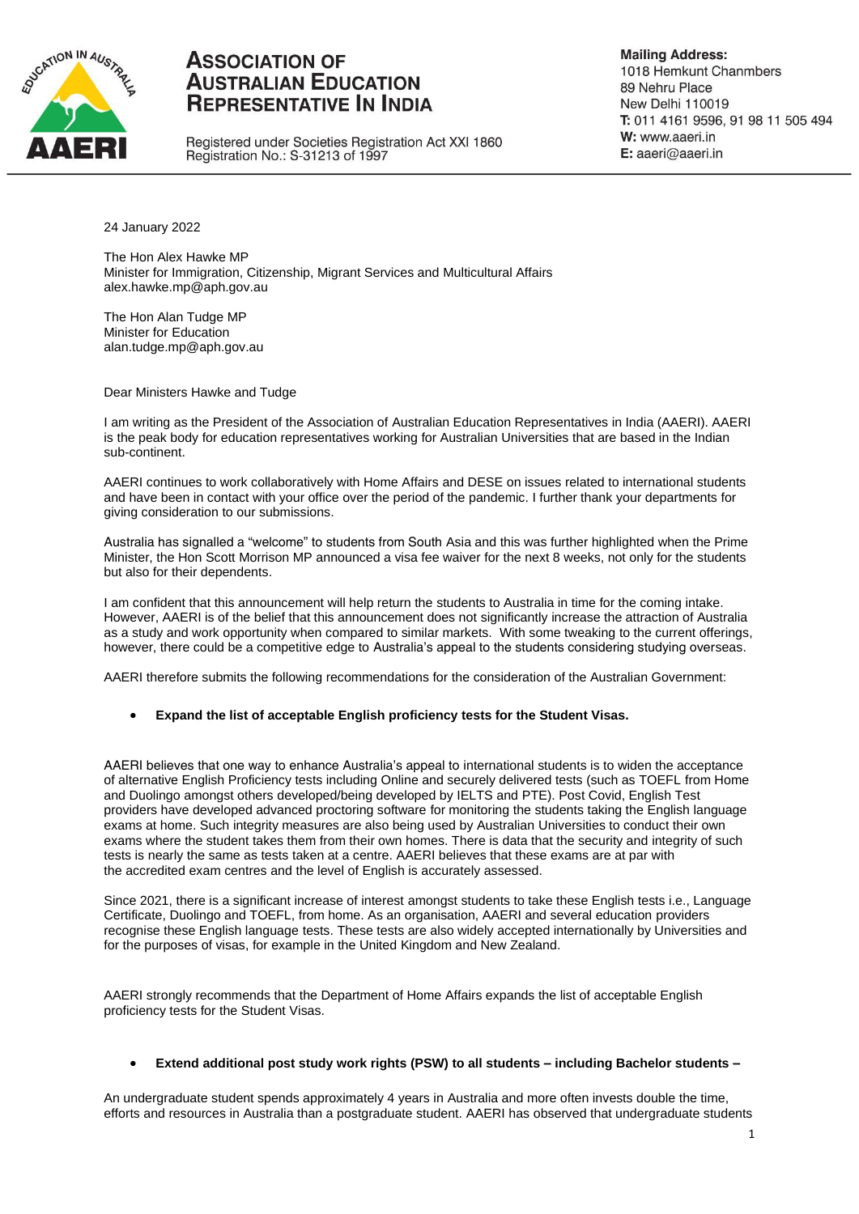# Association of Australian Education Representative In India

Registered under Societies Registration Act XXI 1860
Registration No.: S-31213 of 1997

**Mailing Address:**
1018 Hemkunt Chanmbers
89 Nehru Place
New Delhi 110019
**T:** 011 4161 9596, 91 98 11 505 494
**W:** www.aaeri.in
**E:** aaeri@aaeri.in

24 January 2022

The Hon Alex Hawke MP
Minister for Immigration, Citizenship, Migrant Services and Multicultural Affairs
alex.hawke.mp@aph.gov.au

The Hon Alan Tudge MP
Minister for Education
alan.tudge.mp@aph.gov.au

Dear Ministers Hawke and Tudge

I am writing as the President of the Association of Australian Education Representatives in India (AAERI). AAERI is the peak body for education representatives working for Australian Universities that are based in the Indian sub-continent.

AAERI continues to work collaboratively with Home Affairs and DESE on issues related to international students and have been in contact with your office over the period of the pandemic. I further thank your departments for giving consideration to our submissions.

Australia has signalled a "welcome" to students from South Asia and this was further highlighted when the Prime Minister, the Hon Scott Morrison MP announced a visa fee waiver for the next 8 weeks, not only for the students but also for their dependents.

I am confident that this announcement will help return the students to Australia in time for the coming intake. However, AAERI is of the belief that this announcement does not significantly increase the attraction of Australia as a study and work opportunity when compared to similar markets. With some tweaking to the current offerings, however, there could be a competitive edge to Australia's appeal to the students considering studying overseas.

AAERI therefore submits the following recommendations for the consideration of the Australian Government:

- **Expand the list of acceptable English proficiency tests for the Student Visas.**

AAERI believes that one way to enhance Australia's appeal to international students is to widen the acceptance of alternative English Proficiency tests including Online and securely delivered tests (such as TOEFL from Home and Duolingo amongst others developed/being developed by IELTS and PTE). Post Covid, English Test providers have developed advanced proctoring software for monitoring the students taking the English language exams at home. Such integrity measures are also being used by Australian Universities to conduct their own exams where the student takes them from their own homes. There is data that the security and integrity of such tests is nearly the same as tests taken at a centre. AAERI believes that these exams are at par with the accredited exam centres and the level of English is accurately assessed.

Since 2021, there is a significant increase of interest amongst students to take these English tests i.e., Language Certificate, Duolingo and TOEFL, from home. As an organisation, AAERI and several education providers recognise these English language tests. These tests are also widely accepted internationally by Universities and for the purposes of visas, for example in the United Kingdom and New Zealand.

AAERI strongly recommends that the Department of Home Affairs expands the list of acceptable English proficiency tests for the Student Visas.

- **Extend additional post study work rights (PSW) to all students – including Bachelor students –**

An undergraduate student spends approximately 4 years in Australia and more often invests double the time, efforts and resources in Australia than a postgraduate student. AAERI has observed that undergraduate students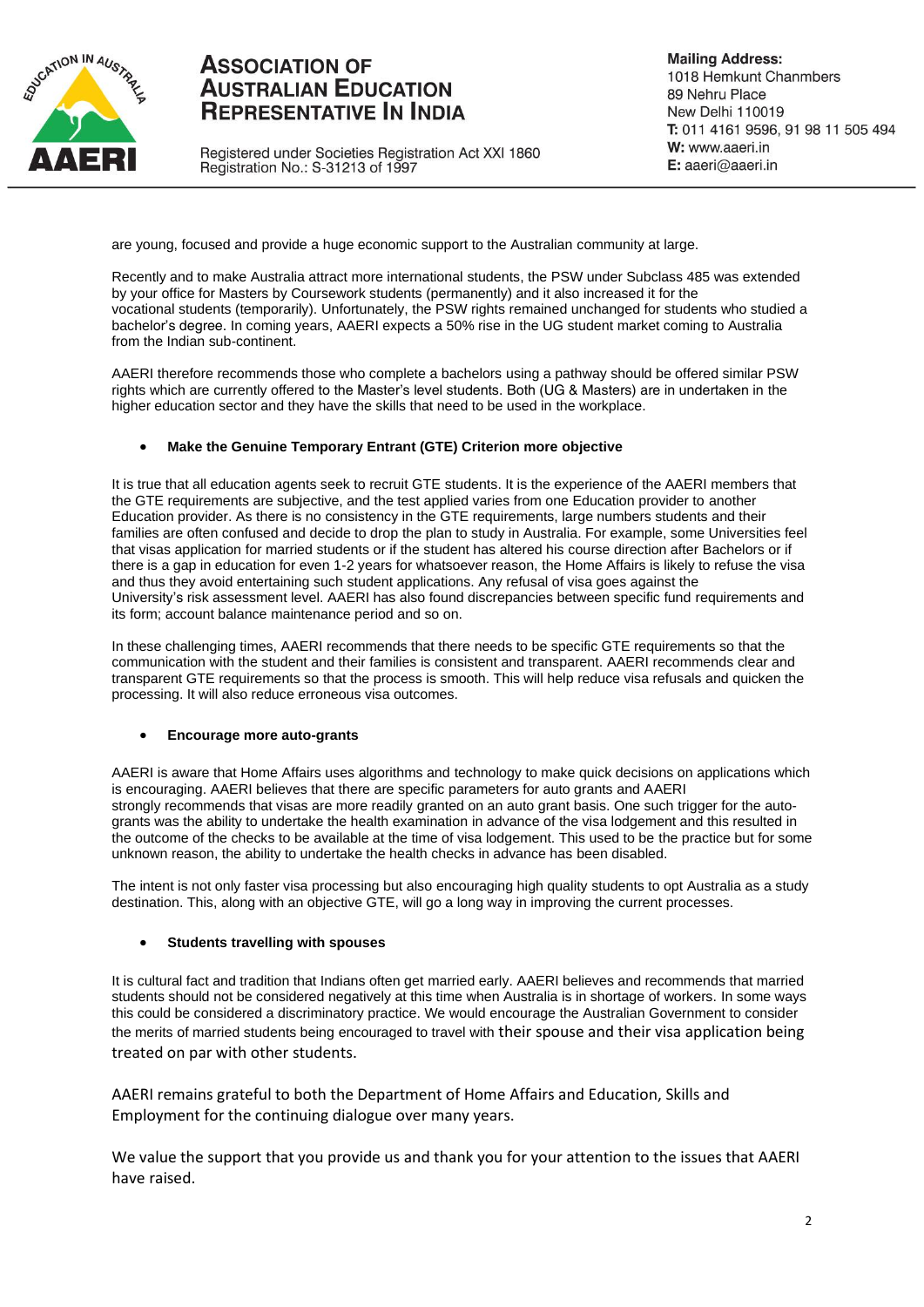are young, focused and provide a huge economic support to the Australian community at large.

Recently and to make Australia attract more international students, the PSW under Subclass 485 was extended by your office for Masters by Coursework students (permanently) and it also increased it for the vocational students (temporarily). Unfortunately, the PSW rights remained unchanged for students who studied a bachelor's degree. In coming years, AAERI expects a 50% rise in the UG student market coming to Australia from the Indian sub-continent.

AAERI therefore recommends those who complete a bachelors using a pathway should be offered similar PSW rights which are currently offered to the Master's level students. Both (UG & Masters) are in undertaken in the higher education sector and they have the skills that need to be used in the workplace.

- **Make the Genuine Temporary Entrant (GTE) Criterion more objective**

It is true that all education agents seek to recruit GTE students. It is the experience of the AAERI members that the GTE requirements are subjective, and the test applied varies from one Education provider to another Education provider. As there is no consistency in the GTE requirements, large numbers students and their families are often confused and decide to drop the plan to study in Australia. For example, some Universities feel that visas application for married students or if the student has altered his course direction after Bachelors or if there is a gap in education for even 1-2 years for whatsoever reason, the Home Affairs is likely to refuse the visa and thus they avoid entertaining such student applications. Any refusal of visa goes against the University's risk assessment level. AAERI has also found discrepancies between specific fund requirements and its form; account balance maintenance period and so on.

In these challenging times, AAERI recommends that there needs to be specific GTE requirements so that the communication with the student and their families is consistent and transparent. AAERI recommends clear and transparent GTE requirements so that the process is smooth. This will help reduce visa refusals and quicken the processing. It will also reduce erroneous visa outcomes.

- **Encourage more auto-grants**

AAERI is aware that Home Affairs uses algorithms and technology to make quick decisions on applications which is encouraging. AAERI believes that there are specific parameters for auto grants and AAERI strongly recommends that visas are more readily granted on an auto grant basis. One such trigger for the auto-grants was the ability to undertake the health examination in advance of the visa lodgement and this resulted in the outcome of the checks to be available at the time of visa lodgement. This used to be the practice but for some unknown reason, the ability to undertake the health checks in advance has been disabled.

The intent is not only faster visa processing but also encouraging high quality students to opt Australia as a study destination. This, along with an objective GTE, will go a long way in improving the current processes.

- **Students travelling with spouses**

It is cultural fact and tradition that Indians often get married early. AAERI believes and recommends that married students should not be considered negatively at this time when Australia is in shortage of workers. In some ways this could be considered a discriminatory practice. We would encourage the Australian Government to consider the merits of married students being encouraged to travel with their spouse and their visa application being treated on par with other students.

AAERI remains grateful to both the Department of Home Affairs and Education, Skills and Employment for the continuing dialogue over many years.

We value the support that you provide us and thank you for your attention to the issues that AAERI have raised.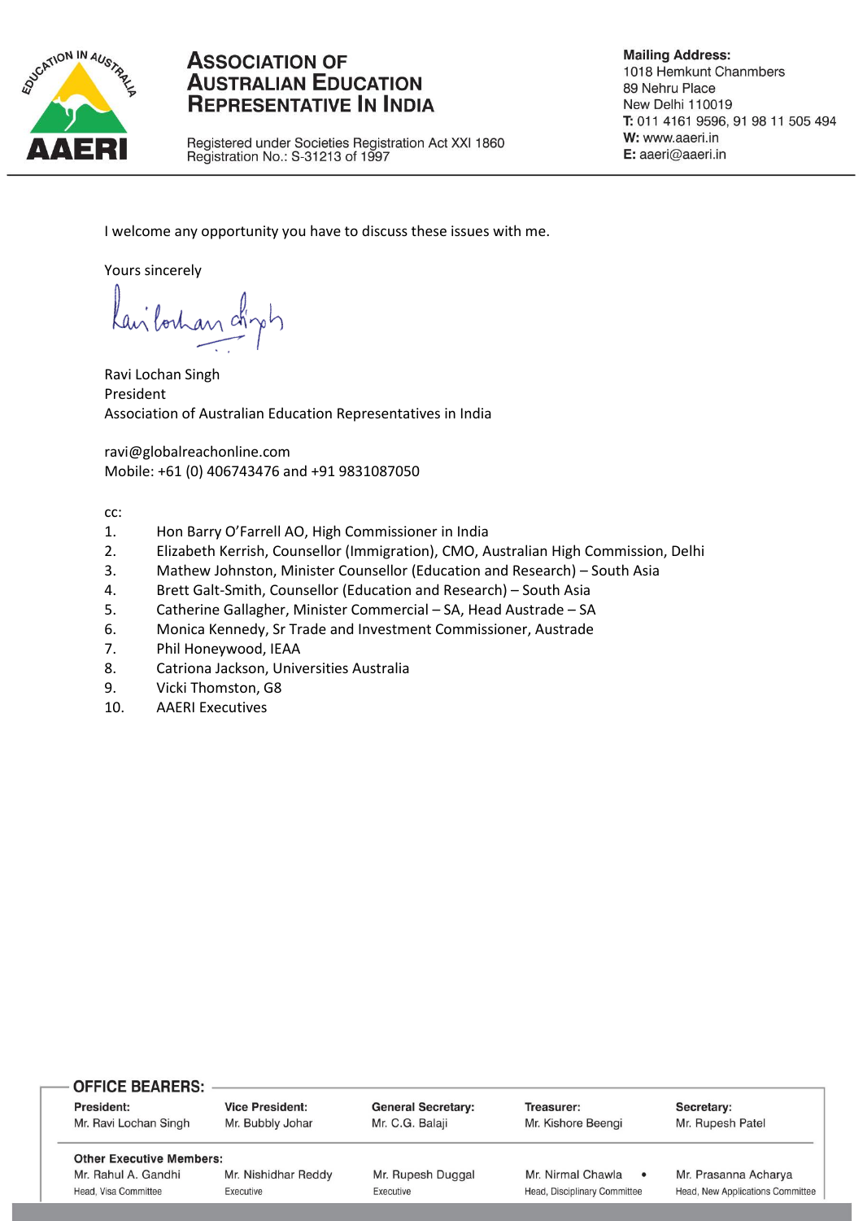# Association of Australian Education Representative In India

Registered under Societies Registration Act XXI 1860
Registration No.: S-31213 of 1997

**Mailing Address:**
1018 Hemkunt Chanmbers
89 Nehru Place
New Delhi 110019
**T:** 011 4161 9596, 91 98 11 505 494
**W:** www.aaeri.in
**E:** aaeri@aaeri.in

I welcome any opportunity you have to discuss these issues with me.

Yours sincerely

Ravi Lochan Singh
President
Association of Australian Education Representatives in India

ravi@globalreachonline.com
Mobile: +61 (0) 406743476 and +91 9831087050

cc:

1. Hon Barry O'Farrell AO, High Commissioner in India
2. Elizabeth Kerrish, Counsellor (Immigration), CMO, Australian High Commission, Delhi
3. Mathew Johnston, Minister Counsellor (Education and Research) – South Asia
4. Brett Galt-Smith, Counsellor (Education and Research) – South Asia
5. Catherine Gallagher, Minister Commercial – SA, Head Austrade – SA
6. Monica Kennedy, Sr Trade and Investment Commissioner, Austrade
7. Phil Honeywood, IEAA
8. Catriona Jackson, Universities Australia
9. Vicki Thomston, G8
10. AAERI Executives

**OFFICE BEARERS:**

| President: | Vice President: | General Secretary: | Treasurer: | Secretary: |
|---|---|---|---|---|
| Mr. Ravi Lochan Singh | Mr. Bubbly Johar | Mr. C.G. Balaji | Mr. Kishore Beengi | Mr. Rupesh Patel |

**Other Executive Members:**

| | | | | |
|---|---|---|---|---|
| Mr. Rahul A. Gandhi | Mr. Nishidhar Reddy | Mr. Rupesh Duggal | Mr. Nirmal Chawla | Mr. Prasanna Acharya |
| Head, Visa Committee | Executive | Executive | Head, Disciplinary Committee | Head, New Applications Committee |